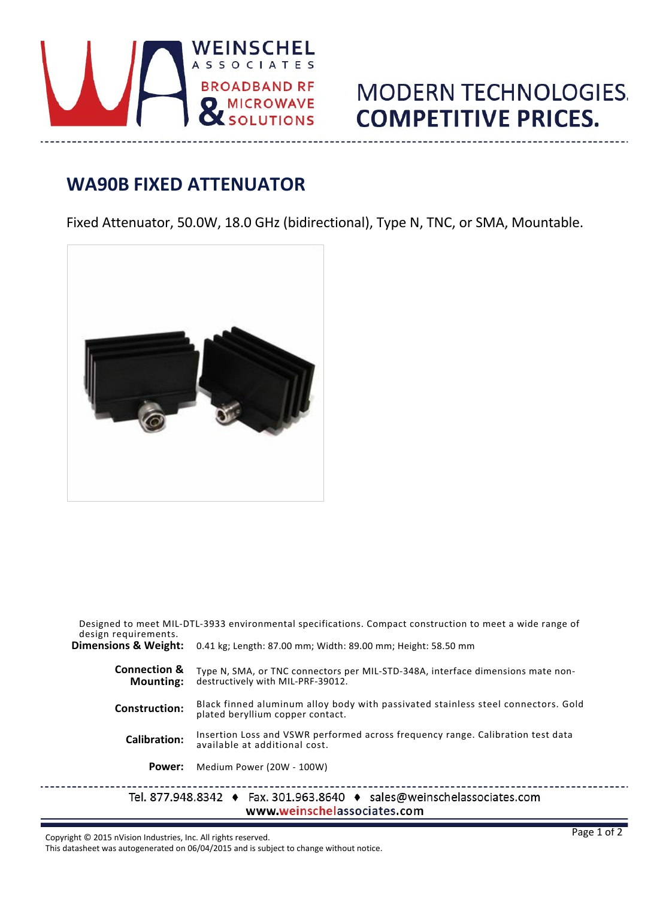WEINSCHEL ASSOCIATES

BROADBAND RF & MICROWAVE SOLUTIONS

MODERN TECHNOLOGIES. **COMPETITIVE PRICES.**

## WA90B FIXED ATTENUATOR

Fixed Attenuator, 50.0W, 18.0 GHz (bidirectional), Type N, TNC, or SMA, Mountable.

Designed to meet MIL-DTL-3933 environmental specifications. Compact construction to meet a wide range of design requirements.

**Dimensions & Weight:** 0.41 kg; Length: 87.00 mm; Width: 89.00 mm; Height: 58.50 mm

**Connection & Mounting:** Type N, SMA, or TNC connectors per MIL-STD-348A, interface dimensions mate non-destructively with MIL-PRF-39012.

**Construction:** Black finned aluminum alloy body with passivated stainless steel connectors. Gold plated beryllium copper contact.

**Calibration:** Insertion Loss and VSWR performed across frequency range. Calibration test data available at additional cost.

**Power:** Medium Power (20W - 100W)

Tel. 877.948.8342 ♦ Fax. 301.963.8640 ♦ sales@weinschelassociates.com
www.weinschelassociates.com

Copyright © 2015 nVision Industries, Inc. All rights reserved.
This datasheet was autogenerated on 06/04/2015 and is subject to change without notice.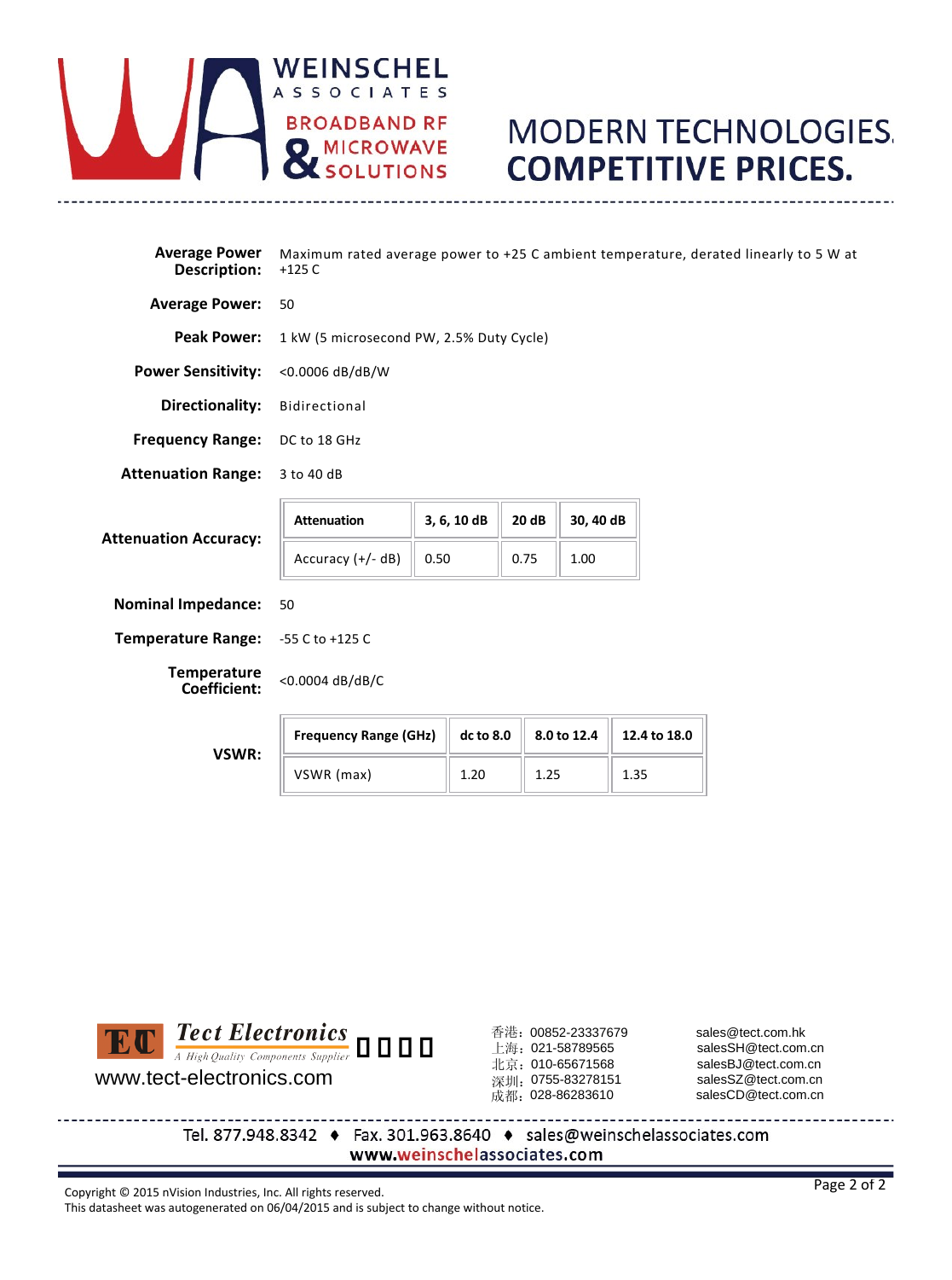WEINSCHEL ASSOCIATES
BROADBAND RF & MICROWAVE SOLUTIONS

MODERN TECHNOLOGIES. COMPETITIVE PRICES.

**Average Power Description:** Maximum rated average power to +25 C ambient temperature, derated linearly to 5 W at +125 C

**Average Power:** 50

**Peak Power:** 1 kW (5 microsecond PW, 2.5% Duty Cycle)

**Power Sensitivity:** <0.0006 dB/dB/W

**Directionality:** Bidirectional

**Frequency Range:** DC to 18 GHz

**Attenuation Range:** 3 to 40 dB

**Attenuation Accuracy:**

| Attenuation | 3, 6, 10 dB | 20 dB | 30, 40 dB |
|---|---|---|---|
| Accuracy (+/- dB) | 0.50 | 0.75 | 1.00 |

**Nominal Impedance:** 50

**Temperature Range:** -55 C to +125 C

**Temperature Coefficient:** <0.0004 dB/dB/C

**VSWR:**

| Frequency Range (GHz) | dc to 8.0 | 8.0 to 12.4 | 12.4 to 18.0 |
|---|---|---|---|
| VSWR (max) | 1.20 | 1.25 | 1.35 |

Tect Electronics
A High Quality Components Supplier
www.tect-electronics.com

香港：00852-23337679 sales@tect.com.hk
上海：021-58789565 salesSH@tect.com.cn
北京：010-65671568 salesBJ@tect.com.cn
深圳：0755-83278151 salesSZ@tect.com.cn
成都：028-86283610 salesCD@tect.com.cn

Tel. 877.948.8342 ♦ Fax. 301.963.8640 ♦ sales@weinschelassociates.com
www.weinschelassociates.com

Copyright © 2015 nVision Industries, Inc. All rights reserved.
This datasheet was autogenerated on 06/04/2015 and is subject to change without notice.